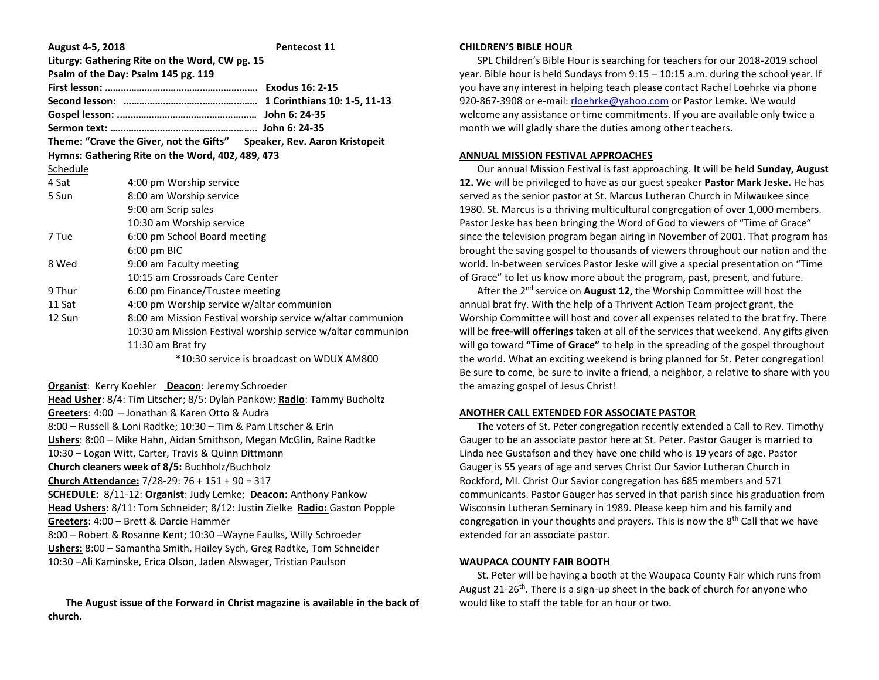**August 4-5, 2018 Pentecost 11**

**Liturgy: Gathering Rite on the Word, CW pg. 15**

**Psalm of the Day: Psalm 145 pg. 119**

**First lesson: ………………………………………………… Exodus 16: 2-15**

**Second lesson: …………………………………………… 1 Corinthians 10: 1-5, 11-13**

**Gospel lesson: ..…………………………………………… John 6: 24-35**

**Sermon text: ………………………………………………. John 6: 24-35**

**Theme: "Crave the Giver, not the Gifts" Speaker, Rev. Aaron Kristopeit**

**Hymns: Gathering Rite on the Word, 402, 489, 473**

Schedule

| | |
|---|---|
| 4 Sat | 4:00 pm Worship service |
| 5 Sun | 8:00 am Worship service |
| | 9:00 am Scrip sales |
| | 10:30 am Worship service |
| 7 Tue | 6:00 pm School Board meeting |
| | 6:00 pm BIC |
| 8 Wed | 9:00 am Faculty meeting |
| | 10:15 am Crossroads Care Center |
| 9 Thur | 6:00 pm Finance/Trustee meeting |
| 11 Sat | 4:00 pm Worship service w/altar communion |
| 12 Sun | 8:00 am Mission Festival worship service w/altar communion |
| | 10:30 am Mission Festival worship service w/altar communion |
| | 11:30 am Brat fry |

*10:30 service is broadcast on WDUX AM800

**Organist**: Kerry Koehler **Deacon**: Jeremy Schroeder

**Head Usher**: 8/4: Tim Litscher; 8/5: Dylan Pankow; **Radio**: Tammy Bucholtz

**Greeters**: 4:00 – Jonathan & Karen Otto & Audra

8:00 – Russell & Loni Radtke; 10:30 – Tim & Pam Litscher & Erin

**Ushers**: 8:00 – Mike Hahn, Aidan Smithson, Megan McGlin, Raine Radtke

10:30 – Logan Witt, Carter, Travis & Quinn Dittmann

**Church cleaners week of 8/5:** Buchholz/Buchholz

**Church Attendance:** 7/28-29: 76 + 151 + 90 = 317

**SCHEDULE:** 8/11-12: **Organist**: Judy Lemke; **Deacon:** Anthony Pankow

**Head Ushers**: 8/11: Tom Schneider; 8/12: Justin Zielke **Radio:** Gaston Popple

**Greeters**: 4:00 – Brett & Darcie Hammer

8:00 – Robert & Rosanne Kent; 10:30 –Wayne Faulks, Willy Schroeder

**Ushers:** 8:00 – Samantha Smith, Hailey Sych, Greg Radtke, Tom Schneider

10:30 –Ali Kaminske, Erica Olson, Jaden Alswager, Tristian Paulson

**The August issue of the Forward in Christ magazine is available in the back of church.**

## CHILDREN'S BIBLE HOUR

SPL Children's Bible Hour is searching for teachers for our 2018-2019 school year. Bible hour is held Sundays from 9:15 – 10:15 a.m. during the school year. If you have any interest in helping teach please contact Rachel Loehrke via phone 920-867-3908 or e-mail: rloehrke@yahoo.com or Pastor Lemke. We would welcome any assistance or time commitments. If you are available only twice a month we will gladly share the duties among other teachers.

## ANNUAL MISSION FESTIVAL APPROACHES

Our annual Mission Festival is fast approaching. It will be held **Sunday, August 12.** We will be privileged to have as our guest speaker **Pastor Mark Jeske.** He has served as the senior pastor at St. Marcus Lutheran Church in Milwaukee since 1980. St. Marcus is a thriving multicultural congregation of over 1,000 members. Pastor Jeske has been bringing the Word of God to viewers of "Time of Grace" since the television program began airing in November of 2001. That program has brought the saving gospel to thousands of viewers throughout our nation and the world. In-between services Pastor Jeske will give a special presentation on "Time of Grace" to let us know more about the program, past, present, and future.

After the 2nd service on **August 12,** the Worship Committee will host the annual brat fry. With the help of a Thrivent Action Team project grant, the Worship Committee will host and cover all expenses related to the brat fry. There will be **free-will offerings** taken at all of the services that weekend. Any gifts given will go toward **"Time of Grace"** to help in the spreading of the gospel throughout the world. What an exciting weekend is bring planned for St. Peter congregation! Be sure to come, be sure to invite a friend, a neighbor, a relative to share with you the amazing gospel of Jesus Christ!

## ANOTHER CALL EXTENDED FOR ASSOCIATE PASTOR

The voters of St. Peter congregation recently extended a Call to Rev. Timothy Gauger to be an associate pastor here at St. Peter. Pastor Gauger is married to Linda nee Gustafson and they have one child who is 19 years of age. Pastor Gauger is 55 years of age and serves Christ Our Savior Lutheran Church in Rockford, MI. Christ Our Savior congregation has 685 members and 571 communicants. Pastor Gauger has served in that parish since his graduation from Wisconsin Lutheran Seminary in 1989. Please keep him and his family and congregation in your thoughts and prayers. This is now the 8th Call that we have extended for an associate pastor.

## WAUPACA COUNTY FAIR BOOTH

St. Peter will be having a booth at the Waupaca County Fair which runs from August 21-26th. There is a sign-up sheet in the back of church for anyone who would like to staff the table for an hour or two.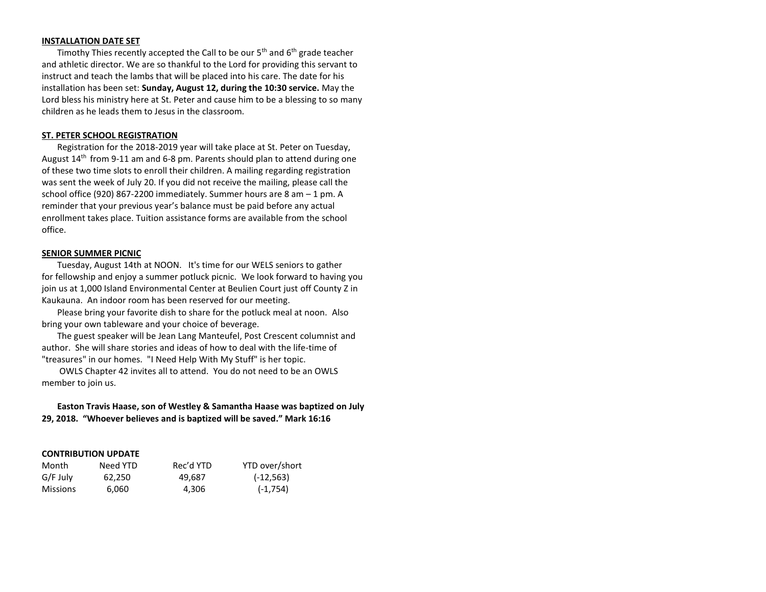**INSTALLATION DATE SET**

Timothy Thies recently accepted the Call to be our 5th and 6th grade teacher and athletic director. We are so thankful to the Lord for providing this servant to instruct and teach the lambs that will be placed into his care. The date for his installation has been set: **Sunday, August 12, during the 10:30 service.** May the Lord bless his ministry here at St. Peter and cause him to be a blessing to so many children as he leads them to Jesus in the classroom.

**ST. PETER SCHOOL REGISTRATION**

Registration for the 2018-2019 year will take place at St. Peter on Tuesday, August 14th from 9-11 am and 6-8 pm. Parents should plan to attend during one of these two time slots to enroll their children. A mailing regarding registration was sent the week of July 20. If you did not receive the mailing, please call the school office (920) 867-2200 immediately. Summer hours are 8 am – 1 pm. A reminder that your previous year's balance must be paid before any actual enrollment takes place. Tuition assistance forms are available from the school office.

**SENIOR SUMMER PICNIC**

Tuesday, August 14th at NOON. It's time for our WELS seniors to gather for fellowship and enjoy a summer potluck picnic. We look forward to having you join us at 1,000 Island Environmental Center at Beulien Court just off County Z in Kaukauna. An indoor room has been reserved for our meeting.

Please bring your favorite dish to share for the potluck meal at noon. Also bring your own tableware and your choice of beverage.

The guest speaker will be Jean Lang Manteufel, Post Crescent columnist and author. She will share stories and ideas of how to deal with the life-time of "treasures" in our homes. "I Need Help With My Stuff" is her topic.

OWLS Chapter 42 invites all to attend. You do not need to be an OWLS member to join us.

**Easton Travis Haase, son of Westley & Samantha Haase was baptized on July 29, 2018. "Whoever believes and is baptized will be saved." Mark 16:16**

**CONTRIBUTION UPDATE**

| Month | Need YTD | Rec'd YTD | YTD over/short |
|---|---|---|---|
| G/F July | 62,250 | 49,687 | (-12,563) |
| Missions | 6,060 | 4,306 | (-1,754) |